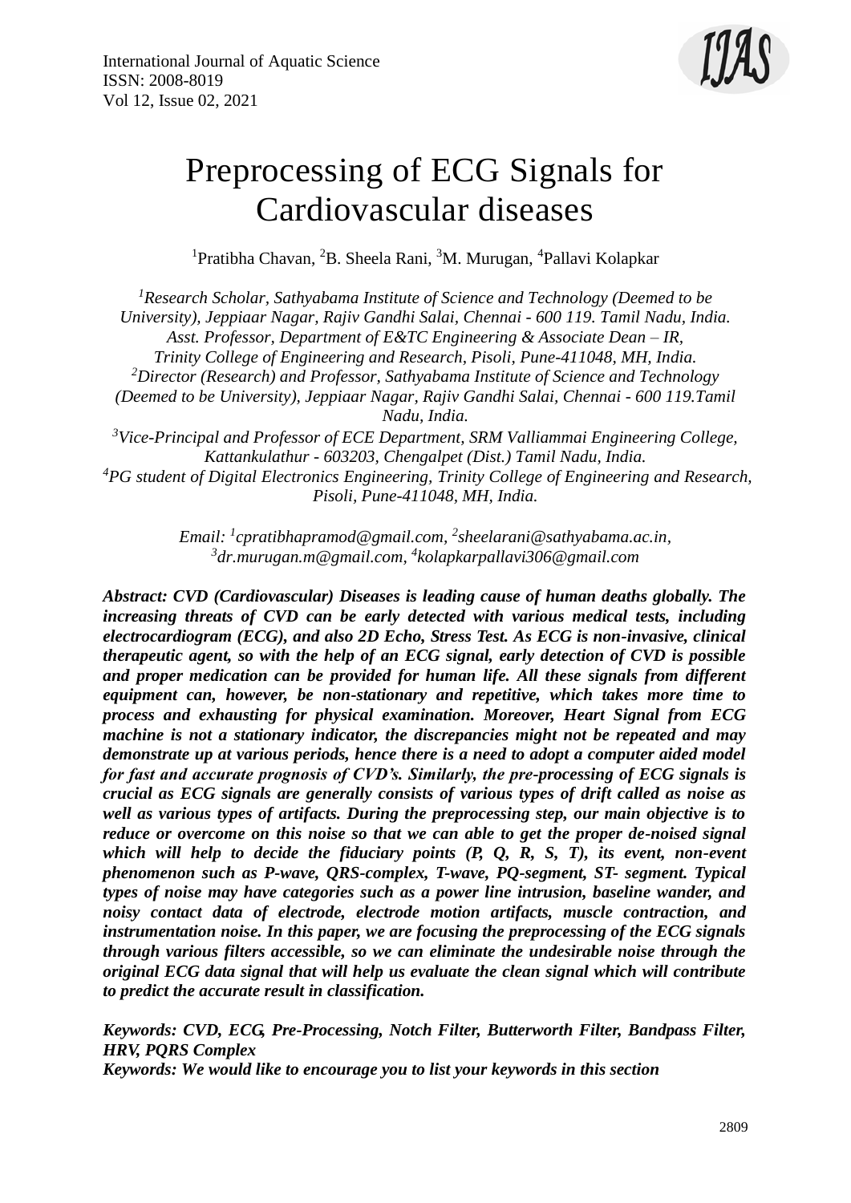# Preprocessing of ECG Signals for Cardiovascular diseases

[1]Pratibha Chavan, [2]B. Sheela Rani, [3]M. Murugan, [4]Pallavi Kolapkar

*[1]Research Scholar, Sathyabama Institute of Science and Technology (Deemed to be University), Jeppiaar Nagar, Rajiv Gandhi Salai, Chennai - 600 119. Tamil Nadu, India. Asst. Professor, Department of E&TC Engineering & Associate Dean – IR, Trinity College of Engineering and Research, Pisoli, Pune-411048, MH, India.*
*[2]Director (Research) and Professor, Sathyabama Institute of Science and Technology (Deemed to be University), Jeppiaar Nagar, Rajiv Gandhi Salai, Chennai - 600 119.Tamil Nadu, India.*
*[3]Vice-Principal and Professor of ECE Department, SRM Valliammai Engineering College, Kattankulathur - 603203, Chengalpet (Dist.) Tamil Nadu, India.*
*[4]PG student of Digital Electronics Engineering, Trinity College of Engineering and Research, Pisoli, Pune-411048, MH, India.*

*Email: [1]cpratibhapramod@gmail.com, [2]sheelarani@sathyabama.ac.in, [3]dr.murugan.m@gmail.com, [4]kolapkarpallavi306@gmail.com*

***Abstract: CVD (Cardiovascular) Diseases is leading cause of human deaths globally. The increasing threats of CVD can be early detected with various medical tests, including electrocardiogram (ECG), and also 2D Echo, Stress Test. As ECG is non-invasive, clinical therapeutic agent, so with the help of an ECG signal, early detection of CVD is possible and proper medication can be provided for human life. All these signals from different equipment can, however, be non-stationary and repetitive, which takes more time to process and exhausting for physical examination. Moreover, Heart Signal from ECG machine is not a stationary indicator, the discrepancies might not be repeated and may demonstrate up at various periods, hence there is a need to adopt a computer aided model for fast and accurate prognosis of CVD's. Similarly, the pre-processing of ECG signals is crucial as ECG signals are generally consists of various types of drift called as noise as well as various types of artifacts. During the preprocessing step, our main objective is to reduce or overcome on this noise so that we can able to get the proper de-noised signal which will help to decide the fiduciary points (P, Q, R, S, T), its event, non-event phenomenon such as P-wave, QRS-complex, T-wave, PQ-segment, ST- segment. Typical types of noise may have categories such as a power line intrusion, baseline wander, and noisy contact data of electrode, electrode motion artifacts, muscle contraction, and instrumentation noise. In this paper, we are focusing the preprocessing of the ECG signals through various filters accessible, so we can eliminate the undesirable noise through the original ECG data signal that will help us evaluate the clean signal which will contribute to predict the accurate result in classification.***

***Keywords: CVD, ECG, Pre-Processing, Notch Filter, Butterworth Filter, Bandpass Filter, HRV, PQRS Complex***
***Keywords: We would like to encourage you to list your keywords in this section***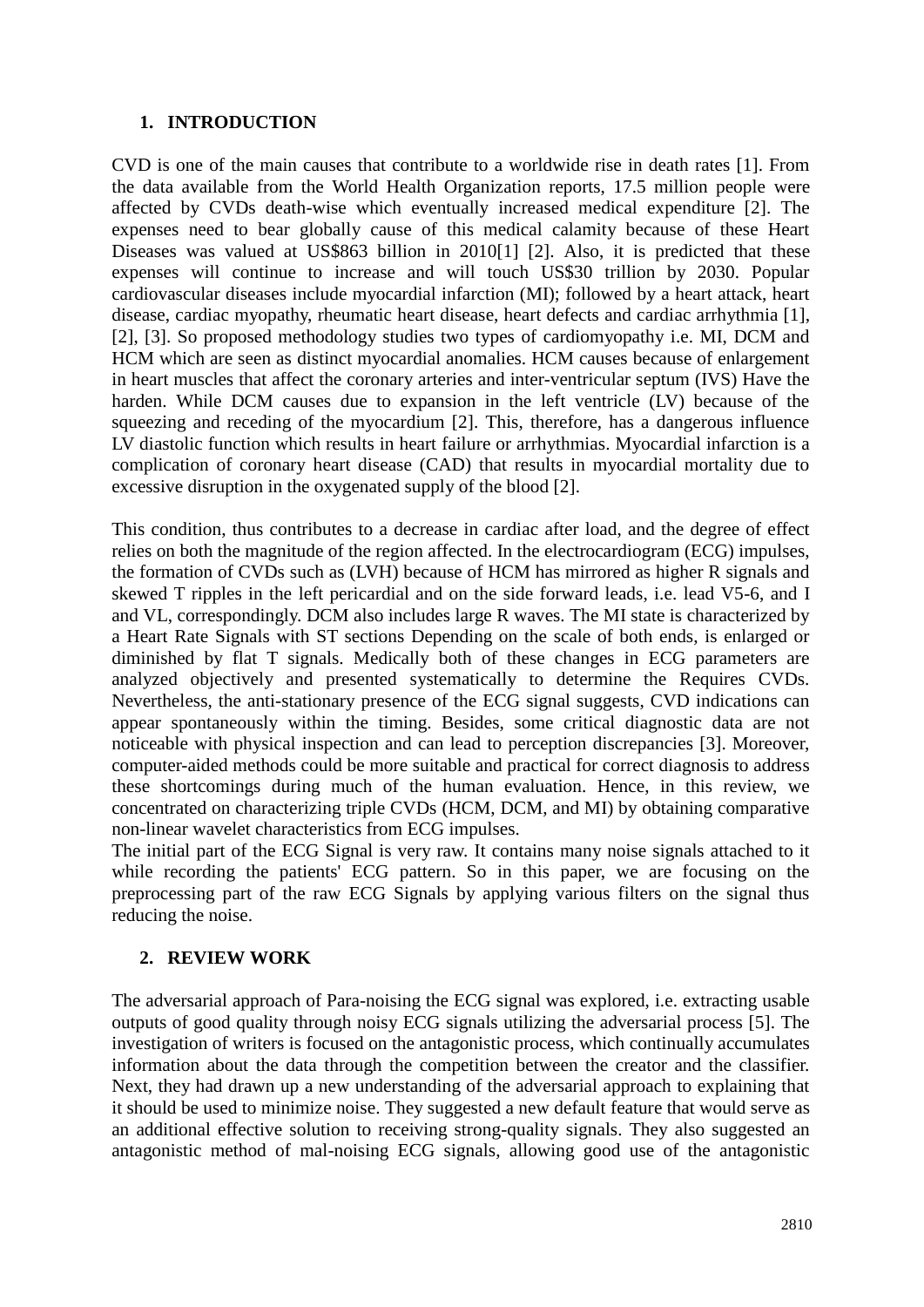## 1. INTRODUCTION

CVD is one of the main causes that contribute to a worldwide rise in death rates [1]. From the data available from the World Health Organization reports, 17.5 million people were affected by CVDs death-wise which eventually increased medical expenditure [2]. The expenses need to bear globally cause of this medical calamity because of these Heart Diseases was valued at US$863 billion in 2010[1] [2]. Also, it is predicted that these expenses will continue to increase and will touch US$30 trillion by 2030. Popular cardiovascular diseases include myocardial infarction (MI); followed by a heart attack, heart disease, cardiac myopathy, rheumatic heart disease, heart defects and cardiac arrhythmia [1], [2], [3]. So proposed methodology studies two types of cardiomyopathy i.e. MI, DCM and HCM which are seen as distinct myocardial anomalies. HCM causes because of enlargement in heart muscles that affect the coronary arteries and inter-ventricular septum (IVS) Have the harden. While DCM causes due to expansion in the left ventricle (LV) because of the squeezing and receding of the myocardium [2]. This, therefore, has a dangerous influence LV diastolic function which results in heart failure or arrhythmias. Myocardial infarction is a complication of coronary heart disease (CAD) that results in myocardial mortality due to excessive disruption in the oxygenated supply of the blood [2].

This condition, thus contributes to a decrease in cardiac after load, and the degree of effect relies on both the magnitude of the region affected. In the electrocardiogram (ECG) impulses, the formation of CVDs such as (LVH) because of HCM has mirrored as higher R signals and skewed T ripples in the left pericardial and on the side forward leads, i.e. lead V5-6, and I and VL, correspondingly. DCM also includes large R waves. The MI state is characterized by a Heart Rate Signals with ST sections Depending on the scale of both ends, is enlarged or diminished by flat T signals. Medically both of these changes in ECG parameters are analyzed objectively and presented systematically to determine the Requires CVDs. Nevertheless, the anti-stationary presence of the ECG signal suggests, CVD indications can appear spontaneously within the timing. Besides, some critical diagnostic data are not noticeable with physical inspection and can lead to perception discrepancies [3]. Moreover, computer-aided methods could be more suitable and practical for correct diagnosis to address these shortcomings during much of the human evaluation. Hence, in this review, we concentrated on characterizing triple CVDs (HCM, DCM, and MI) by obtaining comparative non-linear wavelet characteristics from ECG impulses.
The initial part of the ECG Signal is very raw. It contains many noise signals attached to it while recording the patients' ECG pattern. So in this paper, we are focusing on the preprocessing part of the raw ECG Signals by applying various filters on the signal thus reducing the noise.

## 2. REVIEW WORK

The adversarial approach of Para-noising the ECG signal was explored, i.e. extracting usable outputs of good quality through noisy ECG signals utilizing the adversarial process [5]. The investigation of writers is focused on the antagonistic process, which continually accumulates information about the data through the competition between the creator and the classifier. Next, they had drawn up a new understanding of the adversarial approach to explaining that it should be used to minimize noise. They suggested a new default feature that would serve as an additional effective solution to receiving strong-quality signals. They also suggested an antagonistic method of mal-noising ECG signals, allowing good use of the antagonistic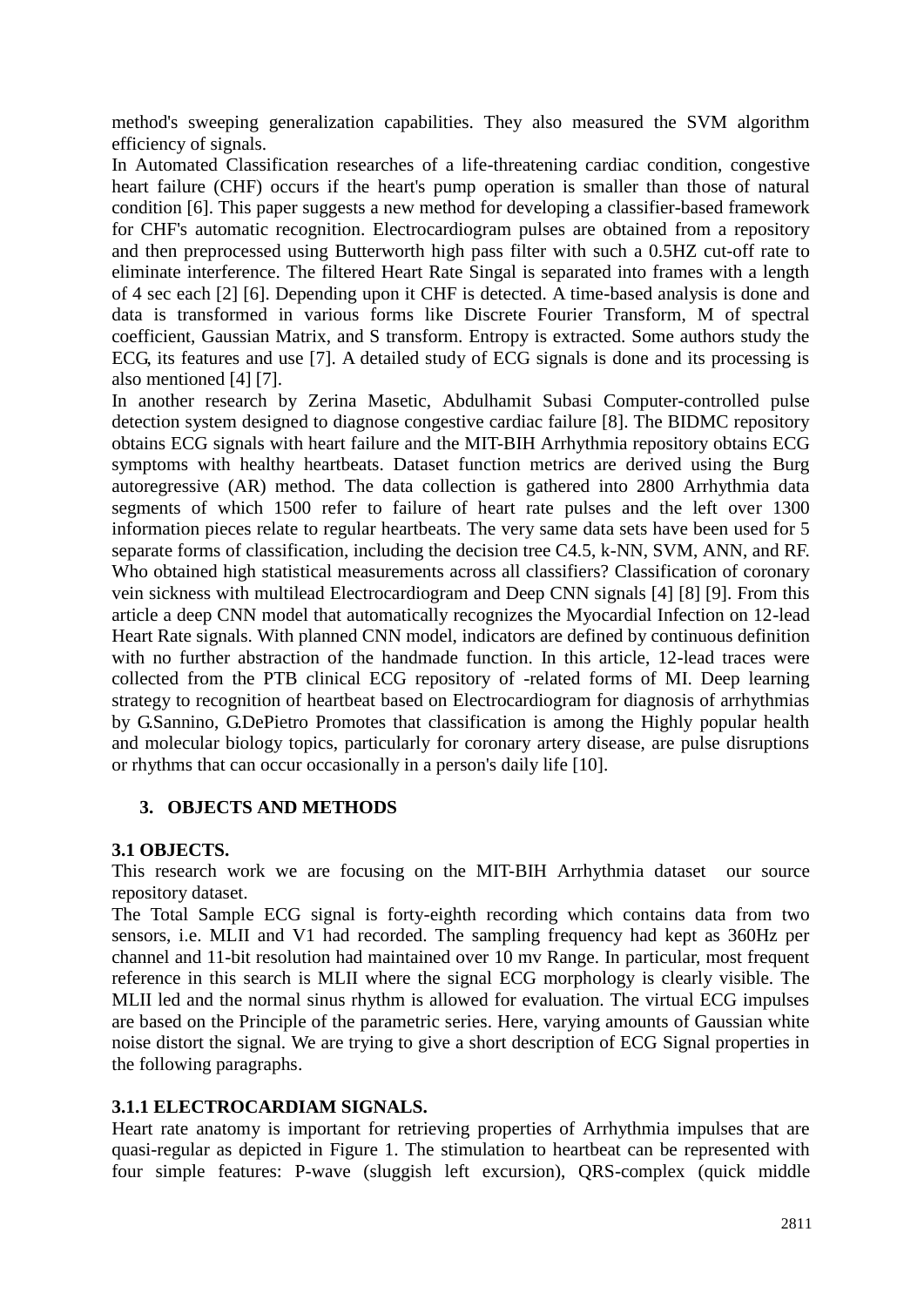method's sweeping generalization capabilities. They also measured the SVM algorithm efficiency of signals.

In Automated Classification researches of a life-threatening cardiac condition, congestive heart failure (CHF) occurs if the heart's pump operation is smaller than those of natural condition [6]. This paper suggests a new method for developing a classifier-based framework for CHF's automatic recognition. Electrocardiogram pulses are obtained from a repository and then preprocessed using Butterworth high pass filter with such a 0.5HZ cut-off rate to eliminate interference. The filtered Heart Rate Singal is separated into frames with a length of 4 sec each [2] [6]. Depending upon it CHF is detected. A time-based analysis is done and data is transformed in various forms like Discrete Fourier Transform, M of spectral coefficient, Gaussian Matrix, and S transform. Entropy is extracted. Some authors study the ECG, its features and use [7]. A detailed study of ECG signals is done and its processing is also mentioned [4] [7].

In another research by Zerina Masetic, Abdulhamit Subasi Computer-controlled pulse detection system designed to diagnose congestive cardiac failure [8]. The BIDMC repository obtains ECG signals with heart failure and the MIT-BIH Arrhythmia repository obtains ECG symptoms with healthy heartbeats. Dataset function metrics are derived using the Burg autoregressive (AR) method. The data collection is gathered into 2800 Arrhythmia data segments of which 1500 refer to failure of heart rate pulses and the left over 1300 information pieces relate to regular heartbeats. The very same data sets have been used for 5 separate forms of classification, including the decision tree C4.5, k-NN, SVM, ANN, and RF. Who obtained high statistical measurements across all classifiers? Classification of coronary vein sickness with multilead Electrocardiogram and Deep CNN signals [4] [8] [9]. From this article a deep CNN model that automatically recognizes the Myocardial Infection on 12-lead Heart Rate signals. With planned CNN model, indicators are defined by continuous definition with no further abstraction of the handmade function. In this article, 12-lead traces were collected from the PTB clinical ECG repository of -related forms of MI. Deep learning strategy to recognition of heartbeat based on Electrocardiogram for diagnosis of arrhythmias by G.Sannino, G.DePietro Promotes that classification is among the Highly popular health and molecular biology topics, particularly for coronary artery disease, are pulse disruptions or rhythms that can occur occasionally in a person's daily life [10].

## 3. OBJECTS AND METHODS

### 3.1 OBJECTS.

This research work we are focusing on the MIT-BIH Arrhythmia dataset our source repository dataset.

The Total Sample ECG signal is forty-eighth recording which contains data from two sensors, i.e. MLII and V1 had recorded. The sampling frequency had kept as 360Hz per channel and 11-bit resolution had maintained over 10 mv Range. In particular, most frequent reference in this search is MLII where the signal ECG morphology is clearly visible. The MLII led and the normal sinus rhythm is allowed for evaluation. The virtual ECG impulses are based on the Principle of the parametric series. Here, varying amounts of Gaussian white noise distort the signal. We are trying to give a short description of ECG Signal properties in the following paragraphs.

#### 3.1.1 ELECTROCARDIAM SIGNALS.

Heart rate anatomy is important for retrieving properties of Arrhythmia impulses that are quasi-regular as depicted in Figure 1. The stimulation to heartbeat can be represented with four simple features: P-wave (sluggish left excursion), QRS-complex (quick middle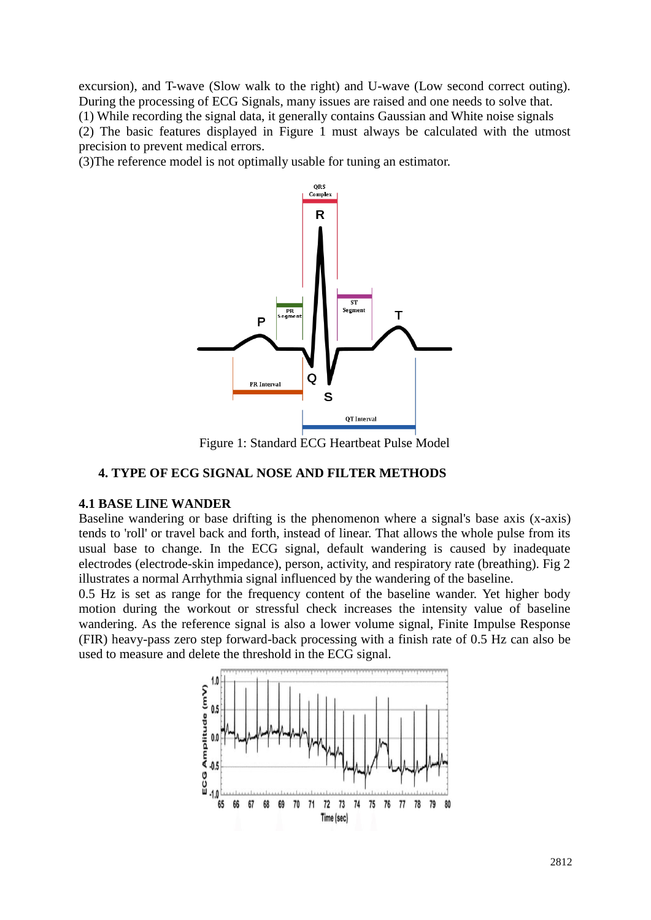excursion), and T-wave (Slow walk to the right) and U-wave (Low second correct outing). During the processing of ECG Signals, many issues are raised and one needs to solve that.

(1) While recording the signal data, it generally contains Gaussian and White noise signals

(2) The basic features displayed in Figure 1 must always be calculated with the utmost precision to prevent medical errors.

(3)The reference model is not optimally usable for tuning an estimator.

Figure 1: Standard ECG Heartbeat Pulse Model

## 4. TYPE OF ECG SIGNAL NOSE AND FILTER METHODS

### 4.1 BASE LINE WANDER

Baseline wandering or base drifting is the phenomenon where a signal's base axis (x-axis) tends to 'roll' or travel back and forth, instead of linear. That allows the whole pulse from its usual base to change. In the ECG signal, default wandering is caused by inadequate electrodes (electrode-skin impedance), person, activity, and respiratory rate (breathing). Fig 2 illustrates a normal Arrhythmia signal influenced by the wandering of the baseline.

0.5 Hz is set as range for the frequency content of the baseline wander. Yet higher body motion during the workout or stressful check increases the intensity value of baseline wandering. As the reference signal is also a lower volume signal, Finite Impulse Response (FIR) heavy-pass zero step forward-back processing with a finish rate of 0.5 Hz can also be used to measure and delete the threshold in the ECG signal.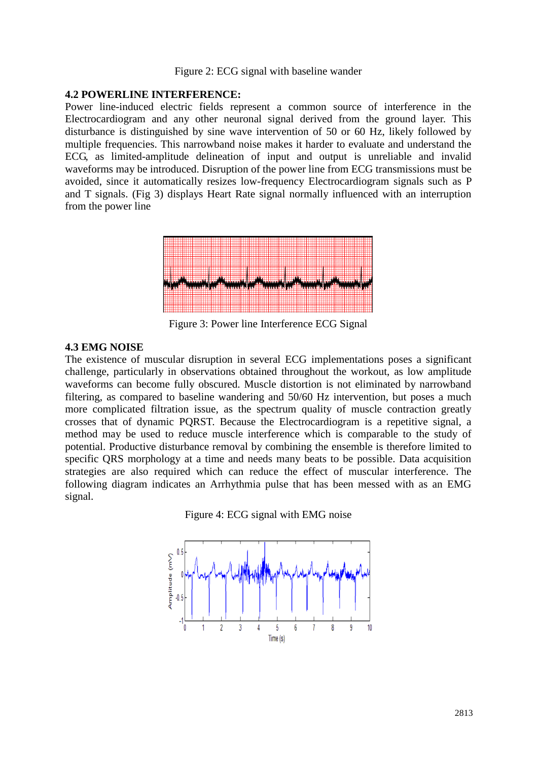Figure 2: ECG signal with baseline wander

### 4.2 POWERLINE INTERFERENCE:

Power line-induced electric fields represent a common source of interference in the Electrocardiogram and any other neuronal signal derived from the ground layer. This disturbance is distinguished by sine wave intervention of 50 or 60 Hz, likely followed by multiple frequencies. This narrowband noise makes it harder to evaluate and understand the ECG, as limited-amplitude delineation of input and output is unreliable and invalid waveforms may be introduced. Disruption of the power line from ECG transmissions must be avoided, since it automatically resizes low-frequency Electrocardiogram signals such as P and T signals. (Fig 3) displays Heart Rate signal normally influenced with an interruption from the power line

Figure 3: Power line Interference ECG Signal

### 4.3 EMG NOISE

The existence of muscular disruption in several ECG implementations poses a significant challenge, particularly in observations obtained throughout the workout, as low amplitude waveforms can become fully obscured. Muscle distortion is not eliminated by narrowband filtering, as compared to baseline wandering and 50/60 Hz intervention, but poses a much more complicated filtration issue, as the spectrum quality of muscle contraction greatly crosses that of dynamic PQRST. Because the Electrocardiogram is a repetitive signal, a method may be used to reduce muscle interference which is comparable to the study of potential. Productive disturbance removal by combining the ensemble is therefore limited to specific QRS morphology at a time and needs many beats to be possible. Data acquisition strategies are also required which can reduce the effect of muscular interference. The following diagram indicates an Arrhythmia pulse that has been messed with as an EMG signal.

Figure 4: ECG signal with EMG noise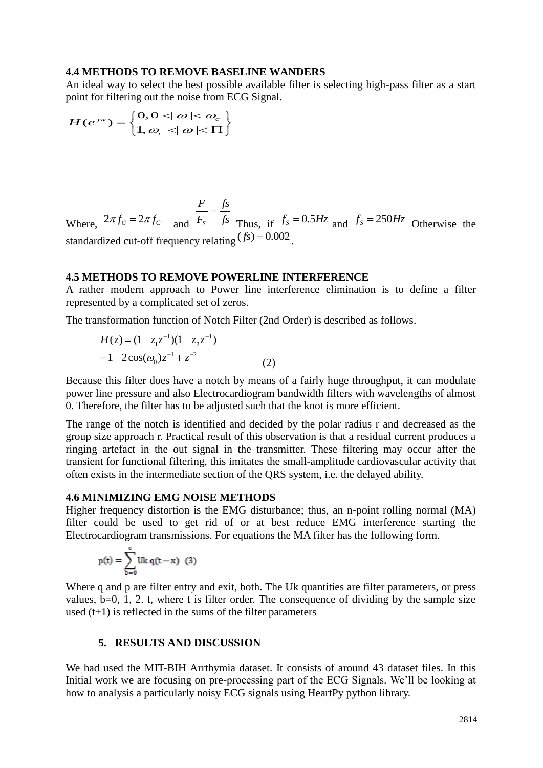### 4.4 METHODS TO REMOVE BASELINE WANDERS

An ideal way to select the best possible available filter is selecting high-pass filter as a start point for filtering out the noise from ECG Signal.

$$H(e^{jw}) = \begin{cases} 0, 0 < |\omega| < \omega_c \\ 1, \omega_c < |\omega| < \Pi \end{cases}$$

Where, $2\pi f_C = 2\pi f_C$ and $\frac{F}{F_S} = \frac{fs}{fs}$ Thus, if $f_S = 0.5Hz$ and $f_S = 250Hz$ Otherwise the standardized cut-off frequency relating $(fs) = 0.002$.

### 4.5 METHODS TO REMOVE POWERLINE INTERFERENCE

A rather modern approach to Power line interference elimination is to define a filter represented by a complicated set of zeros.

The transformation function of Notch Filter (2nd Order) is described as follows.

$$\begin{aligned} H(z) &= (1 - z_1 z^{-1})(1 - z_2 z^{-1}) \\ &= 1 - 2\cos(\omega_0) z^{-1} + z^{-2} \end{aligned} \quad (2)$$

Because this filter does have a notch by means of a fairly huge throughput, it can modulate power line pressure and also Electrocardiogram bandwidth filters with wavelengths of almost 0. Therefore, the filter has to be adjusted such that the knot is more efficient.

The range of the notch is identified and decided by the polar radius r and decreased as the group size approach r. Practical result of this observation is that a residual current produces a ringing artefact in the out signal in the transmitter. These filtering may occur after the transient for functional filtering, this imitates the small-amplitude cardiovascular activity that often exists in the intermediate section of the QRS system, i.e. the delayed ability.

### 4.6 MINIMIZING EMG NOISE METHODS

Higher frequency distortion is the EMG disturbance; thus, an n-point rolling normal (MA) filter could be used to get rid of or at best reduce EMG interference starting the Electrocardiogram transmissions. For equations the MA filter has the following form.

$$p(t) = \sum_{b=0}^{c} Uk\, q(t - x) \quad (3)$$

Where q and p are filter entry and exit, both. The Uk quantities are filter parameters, or press values, b=0, 1, 2. t, where t is filter order. The consequence of dividing by the sample size used (t+1) is reflected in the sums of the filter parameters

## 5. RESULTS AND DISCUSSION

We had used the MIT-BIH Arrthymia dataset. It consists of around 43 dataset files. In this Initial work we are focusing on pre-processing part of the ECG Signals. We'll be looking at how to analysis a particularly noisy ECG signals using HeartPy python library.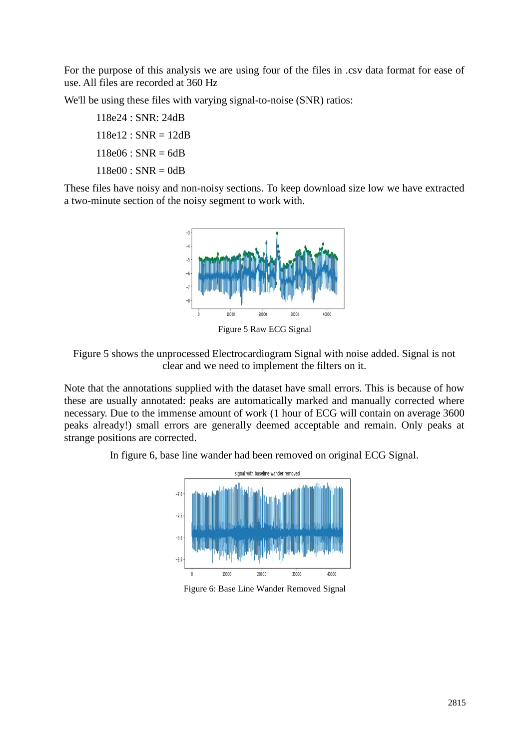For the purpose of this analysis we are using four of the files in .csv data format for ease of use. All files are recorded at 360 Hz

We'll be using these files with varying signal-to-noise (SNR) ratios:

118e24 : SNR: 24dB

118e12 : SNR = 12dB

118e06 : SNR = 6dB

118e00 : SNR = 0dB

These files have noisy and non-noisy sections. To keep download size low we have extracted a two-minute section of the noisy segment to work with.

Figure 5 Raw ECG Signal

Figure 5 shows the unprocessed Electrocardiogram Signal with noise added. Signal is not clear and we need to implement the filters on it.

Note that the annotations supplied with the dataset have small errors. This is because of how these are usually annotated: peaks are automatically marked and manually corrected where necessary. Due to the immense amount of work (1 hour of ECG will contain on average 3600 peaks already!) small errors are generally deemed acceptable and remain. Only peaks at strange positions are corrected.

In figure 6, base line wander had been removed on original ECG Signal.

Figure 6: Base Line Wander Removed Signal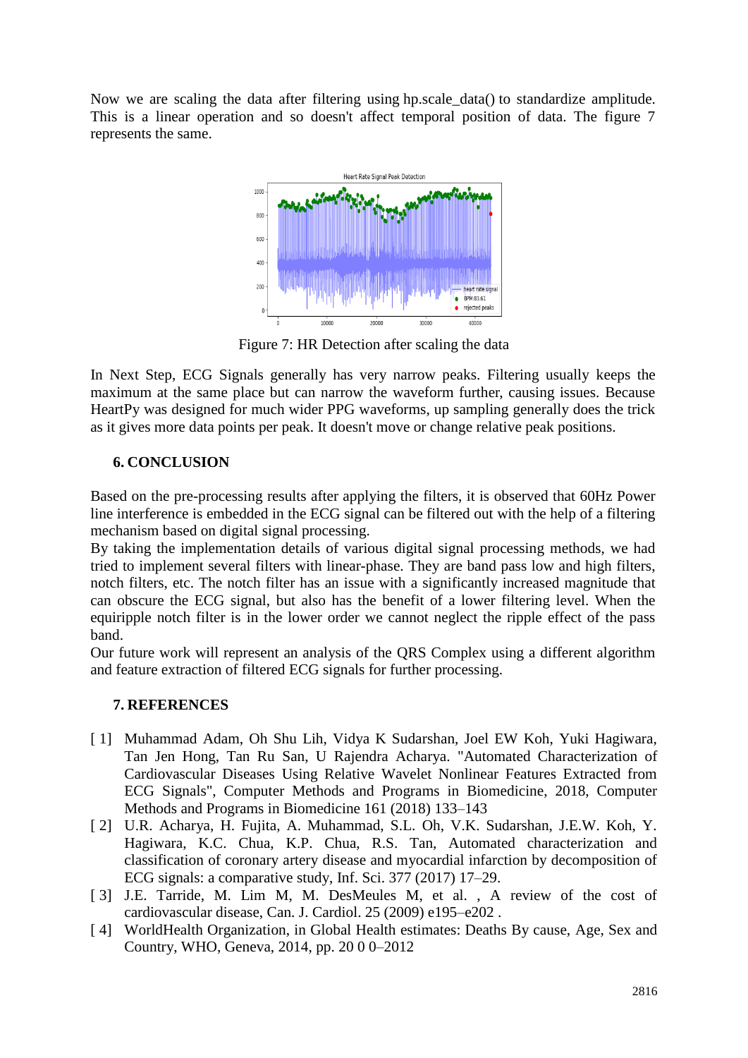Now we are scaling the data after filtering using hp.scale_data() to standardize amplitude. This is a linear operation and so doesn't affect temporal position of data. The figure 7 represents the same.

Figure 7: HR Detection after scaling the data

In Next Step, ECG Signals generally has very narrow peaks. Filtering usually keeps the maximum at the same place but can narrow the waveform further, causing issues. Because HeartPy was designed for much wider PPG waveforms, up sampling generally does the trick as it gives more data points per peak. It doesn't move or change relative peak positions.

## 6. CONCLUSION

Based on the pre-processing results after applying the filters, it is observed that 60Hz Power line interference is embedded in the ECG signal can be filtered out with the help of a filtering mechanism based on digital signal processing.

By taking the implementation details of various digital signal processing methods, we had tried to implement several filters with linear-phase. They are band pass low and high filters, notch filters, etc. The notch filter has an issue with a significantly increased magnitude that can obscure the ECG signal, but also has the benefit of a lower filtering level. When the equiripple notch filter is in the lower order we cannot neglect the ripple effect of the pass band.

Our future work will represent an analysis of the QRS Complex using a different algorithm and feature extraction of filtered ECG signals for further processing.

## 7. REFERENCES

[ 1] Muhammad Adam, Oh Shu Lih, Vidya K Sudarshan, Joel EW Koh, Yuki Hagiwara, Tan Jen Hong, Tan Ru San, U Rajendra Acharya. "Automated Characterization of Cardiovascular Diseases Using Relative Wavelet Nonlinear Features Extracted from ECG Signals", Computer Methods and Programs in Biomedicine, 2018, Computer Methods and Programs in Biomedicine 161 (2018) 133–143

[ 2] U.R. Acharya, H. Fujita, A. Muhammad, S.L. Oh, V.K. Sudarshan, J.E.W. Koh, Y. Hagiwara, K.C. Chua, K.P. Chua, R.S. Tan, Automated characterization and classification of coronary artery disease and myocardial infarction by decomposition of ECG signals: a comparative study, Inf. Sci. 377 (2017) 17–29.

[ 3] J.E. Tarride, M. Lim M, M. DesMeules M, et al. , A review of the cost of cardiovascular disease, Can. J. Cardiol. 25 (2009) e195–e202 .

[ 4] WorldHealth Organization, in Global Health estimates: Deaths By cause, Age, Sex and Country, WHO, Geneva, 2014, pp. 20 0 0–2012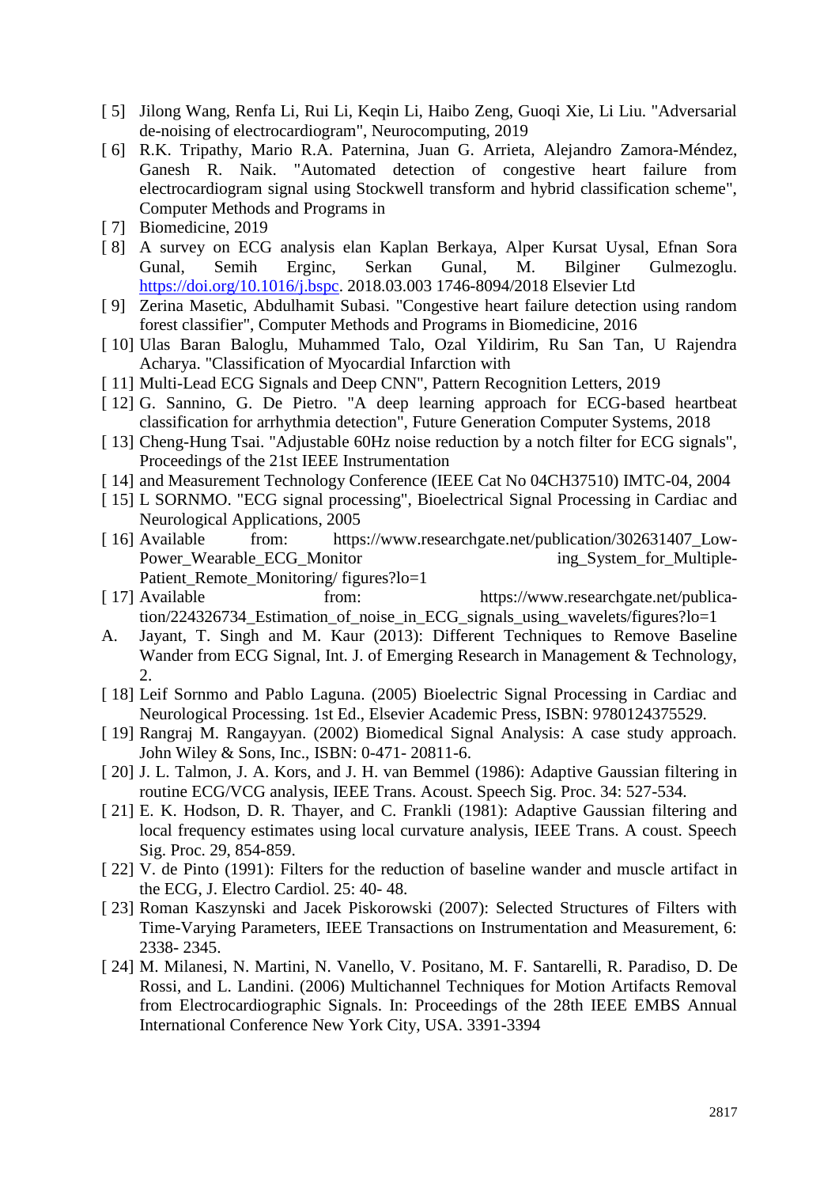[ 5] Jilong Wang, Renfa Li, Rui Li, Keqin Li, Haibo Zeng, Guoqi Xie, Li Liu. "Adversarial de-noising of electrocardiogram", Neurocomputing, 2019

[ 6] R.K. Tripathy, Mario R.A. Paternina, Juan G. Arrieta, Alejandro Zamora-Méndez, Ganesh R. Naik. "Automated detection of congestive heart failure from electrocardiogram signal using Stockwell transform and hybrid classification scheme", Computer Methods and Programs in

[ 7] Biomedicine, 2019

[ 8] A survey on ECG analysis elan Kaplan Berkaya, Alper Kursat Uysal, Efnan Sora Gunal, Semih Erginc, Serkan Gunal, M. Bilginer Gulmezoglu. https://doi.org/10.1016/j.bspc. 2018.03.003 1746-8094/2018 Elsevier Ltd

[ 9] Zerina Masetic, Abdulhamit Subasi. "Congestive heart failure detection using random forest classifier", Computer Methods and Programs in Biomedicine, 2016

[ 10] Ulas Baran Baloglu, Muhammed Talo, Ozal Yildirim, Ru San Tan, U Rajendra Acharya. "Classification of Myocardial Infarction with

[ 11] Multi-Lead ECG Signals and Deep CNN", Pattern Recognition Letters, 2019

[ 12] G. Sannino, G. De Pietro. "A deep learning approach for ECG-based heartbeat classification for arrhythmia detection", Future Generation Computer Systems, 2018

[ 13] Cheng-Hung Tsai. "Adjustable 60Hz noise reduction by a notch filter for ECG signals", Proceedings of the 21st IEEE Instrumentation

[ 14] and Measurement Technology Conference (IEEE Cat No 04CH37510) IMTC-04, 2004

[ 15] L SORNMO. "ECG signal processing", Bioelectrical Signal Processing in Cardiac and Neurological Applications, 2005

[ 16] Available from: https://www.researchgate.net/publication/302631407_Low-Power_Wearable_ECG_Monitoring_System_for_Multiple-Patient_Remote_Monitoring/ figures?lo=1

[ 17] Available from: https://www.researchgate.net/publication/224326734_Estimation_of_noise_in_ECG_signals_using_wavelets/figures?lo=1

A. Jayant, T. Singh and M. Kaur (2013): Different Techniques to Remove Baseline Wander from ECG Signal, Int. J. of Emerging Research in Management & Technology, 2.

[ 18] Leif Sornmo and Pablo Laguna. (2005) Bioelectric Signal Processing in Cardiac and Neurological Processing. 1st Ed., Elsevier Academic Press, ISBN: 9780124375529.

[ 19] Rangraj M. Rangayyan. (2002) Biomedical Signal Analysis: A case study approach. John Wiley & Sons, Inc., ISBN: 0-471- 20811-6.

[ 20] J. L. Talmon, J. A. Kors, and J. H. van Bemmel (1986): Adaptive Gaussian filtering in routine ECG/VCG analysis, IEEE Trans. Acoust. Speech Sig. Proc. 34: 527-534.

[ 21] E. K. Hodson, D. R. Thayer, and C. Frankli (1981): Adaptive Gaussian filtering and local frequency estimates using local curvature analysis, IEEE Trans. A coust. Speech Sig. Proc. 29, 854-859.

[ 22] V. de Pinto (1991): Filters for the reduction of baseline wander and muscle artifact in the ECG, J. Electro Cardiol. 25: 40- 48.

[ 23] Roman Kaszynski and Jacek Piskorowski (2007): Selected Structures of Filters with Time-Varying Parameters, IEEE Transactions on Instrumentation and Measurement, 6: 2338- 2345.

[ 24] M. Milanesi, N. Martini, N. Vanello, V. Positano, M. F. Santarelli, R. Paradiso, D. De Rossi, and L. Landini. (2006) Multichannel Techniques for Motion Artifacts Removal from Electrocardiographic Signals. In: Proceedings of the 28th IEEE EMBS Annual International Conference New York City, USA. 3391-3394